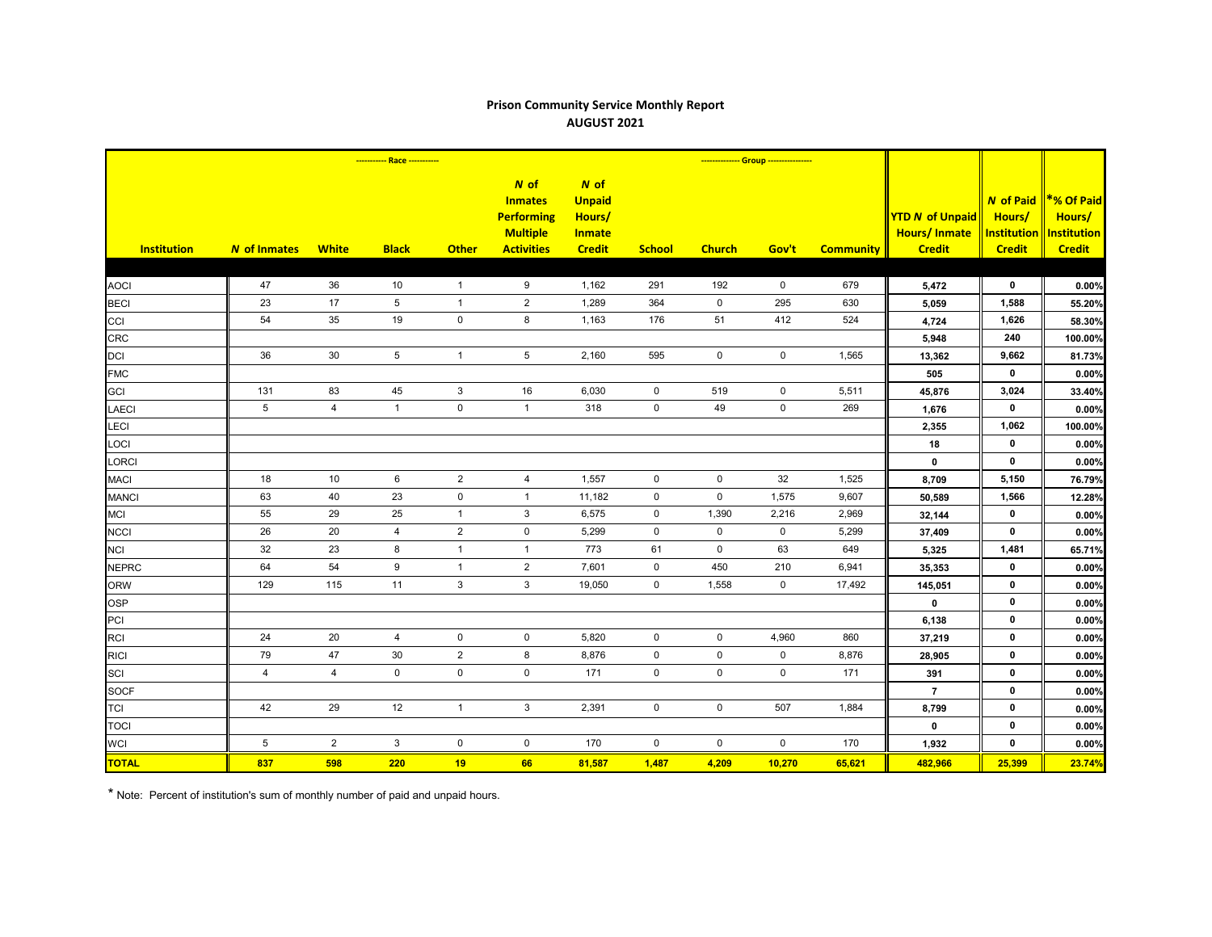## Prison Community Service Monthly Report
## AUGUST 2021

| Institution | *N* of Inmates | ----------- Race ----------- White | Black | Other | *N* of Inmates Performing Multiple Activities | *N* of Unpaid Hours/ Inmate Credit | School | ------------- Group ------------- Church | Gov't | Community | YTD *N* of Unpaid Hours/ Inmate Credit | *N* of Paid Hours/ Institution Credit | *% Of Paid Hours/ Institution Credit |
|---|---|---|---|---|---|---|---|---|---|---|---|---|---|
| AOCI | 47 | 36 | 10 | 1 | 9 | 1,162 | 291 | 192 | 0 | 679 | **5,472** | **0** | **0.00%** |
| BECI | 23 | 17 | 5 | 1 | 2 | 1,289 | 364 | 0 | 295 | 630 | **5,059** | **1,588** | **55.20%** |
| CCI | 54 | 35 | 19 | 0 | 8 | 1,163 | 176 | 51 | 412 | 524 | **4,724** | **1,626** | **58.30%** |
| CRC | | | | | | | | | | | **5,948** | **240** | **100.00%** |
| DCI | 36 | 30 | 5 | 1 | 5 | 2,160 | 595 | 0 | 0 | 1,565 | **13,362** | **9,662** | **81.73%** |
| FMC | | | | | | | | | | | **505** | **0** | **0.00%** |
| GCI | 131 | 83 | 45 | 3 | 16 | 6,030 | 0 | 519 | 0 | 5,511 | **45,876** | **3,024** | **33.40%** |
| LAECI | 5 | 4 | 1 | 0 | 1 | 318 | 0 | 49 | 0 | 269 | **1,676** | **0** | **0.00%** |
| LECI | | | | | | | | | | | **2,355** | **1,062** | **100.00%** |
| LOCI | | | | | | | | | | | **18** | **0** | **0.00%** |
| LORCI | | | | | | | | | | | **0** | **0** | **0.00%** |
| MACI | 18 | 10 | 6 | 2 | 4 | 1,557 | 0 | 0 | 32 | 1,525 | **8,709** | **5,150** | **76.79%** |
| MANCI | 63 | 40 | 23 | 0 | 1 | 11,182 | 0 | 0 | 1,575 | 9,607 | **50,589** | **1,566** | **12.28%** |
| MCI | 55 | 29 | 25 | 1 | 3 | 6,575 | 0 | 1,390 | 2,216 | 2,969 | **32,144** | **0** | **0.00%** |
| NCCI | 26 | 20 | 4 | 2 | 0 | 5,299 | 0 | 0 | 0 | 5,299 | **37,409** | **0** | **0.00%** |
| NCI | 32 | 23 | 8 | 1 | 1 | 773 | 61 | 0 | 63 | 649 | **5,325** | **1,481** | **65.71%** |
| NEPRC | 64 | 54 | 9 | 1 | 2 | 7,601 | 0 | 450 | 210 | 6,941 | **35,353** | **0** | **0.00%** |
| ORW | 129 | 115 | 11 | 3 | 3 | 19,050 | 0 | 1,558 | 0 | 17,492 | **145,051** | **0** | **0.00%** |
| OSP | | | | | | | | | | | **0** | **0** | **0.00%** |
| PCI | | | | | | | | | | | **6,138** | **0** | **0.00%** |
| RCI | 24 | 20 | 4 | 0 | 0 | 5,820 | 0 | 0 | 4,960 | 860 | **37,219** | **0** | **0.00%** |
| RICI | 79 | 47 | 30 | 2 | 8 | 8,876 | 0 | 0 | 0 | 8,876 | **28,905** | **0** | **0.00%** |
| SCI | 4 | 4 | 0 | 0 | 0 | 171 | 0 | 0 | 0 | 171 | **391** | **0** | **0.00%** |
| SOCF | | | | | | | | | | | **7** | **0** | **0.00%** |
| TCI | 42 | 29 | 12 | 1 | 3 | 2,391 | 0 | 0 | 507 | 1,884 | **8,799** | **0** | **0.00%** |
| TOCI | | | | | | | | | | | **0** | **0** | **0.00%** |
| WCI | 5 | 2 | 3 | 0 | 0 | 170 | 0 | 0 | 0 | 170 | **1,932** | **0** | **0.00%** |
| **TOTAL** | **837** | **598** | **220** | **19** | **66** | **81,587** | **1,487** | **4,209** | **10,270** | **65,621** | **482,966** | **25,399** | **23.74%** |

* Note: Percent of institution's sum of monthly number of paid and unpaid hours.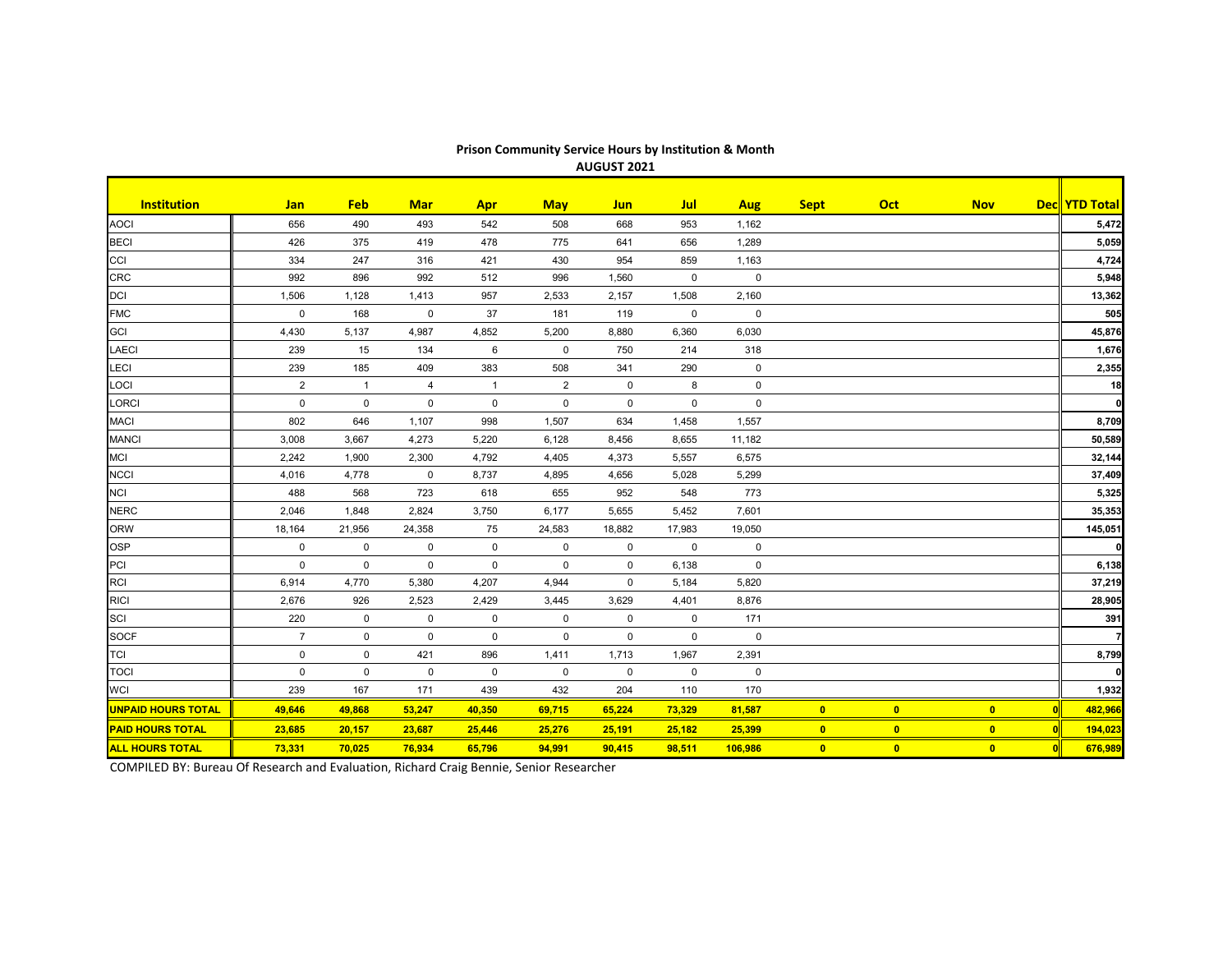**Prison Community Service Hours by Institution & Month**
**AUGUST 2021**

| Institution | Jan | Feb | Mar | Apr | May | Jun | Jul | Aug | Sept | Oct | Nov | Dec | YTD Total |
|---|---|---|---|---|---|---|---|---|---|---|---|---|---|
| AOCI | 656 | 490 | 493 | 542 | 508 | 668 | 953 | 1,162 | | | | | 5,472 |
| BECI | 426 | 375 | 419 | 478 | 775 | 641 | 656 | 1,289 | | | | | 5,059 |
| CCI | 334 | 247 | 316 | 421 | 430 | 954 | 859 | 1,163 | | | | | 4,724 |
| CRC | 992 | 896 | 992 | 512 | 996 | 1,560 | 0 | 0 | | | | | 5,948 |
| DCI | 1,506 | 1,128 | 1,413 | 957 | 2,533 | 2,157 | 1,508 | 2,160 | | | | | 13,362 |
| FMC | 0 | 168 | 0 | 37 | 181 | 119 | 0 | 0 | | | | | 505 |
| GCI | 4,430 | 5,137 | 4,987 | 4,852 | 5,200 | 8,880 | 6,360 | 6,030 | | | | | 45,876 |
| LAECI | 239 | 15 | 134 | 6 | 0 | 750 | 214 | 318 | | | | | 1,676 |
| LECI | 239 | 185 | 409 | 383 | 508 | 341 | 290 | 0 | | | | | 2,355 |
| LOCI | 2 | 1 | 4 | 1 | 2 | 0 | 8 | 0 | | | | | 18 |
| LORCI | 0 | 0 | 0 | 0 | 0 | 0 | 0 | 0 | | | | | 0 |
| MACI | 802 | 646 | 1,107 | 998 | 1,507 | 634 | 1,458 | 1,557 | | | | | 8,709 |
| MANCI | 3,008 | 3,667 | 4,273 | 5,220 | 6,128 | 8,456 | 8,655 | 11,182 | | | | | 50,589 |
| MCI | 2,242 | 1,900 | 2,300 | 4,792 | 4,405 | 4,373 | 5,557 | 6,575 | | | | | 32,144 |
| NCCI | 4,016 | 4,778 | 0 | 8,737 | 4,895 | 4,656 | 5,028 | 5,299 | | | | | 37,409 |
| NCI | 488 | 568 | 723 | 618 | 655 | 952 | 548 | 773 | | | | | 5,325 |
| NERC | 2,046 | 1,848 | 2,824 | 3,750 | 6,177 | 5,655 | 5,452 | 7,601 | | | | | 35,353 |
| ORW | 18,164 | 21,956 | 24,358 | 75 | 24,583 | 18,882 | 17,983 | 19,050 | | | | | 145,051 |
| OSP | 0 | 0 | 0 | 0 | 0 | 0 | 0 | 0 | | | | | 0 |
| PCI | 0 | 0 | 0 | 0 | 0 | 0 | 6,138 | 0 | | | | | 6,138 |
| RCI | 6,914 | 4,770 | 5,380 | 4,207 | 4,944 | 0 | 5,184 | 5,820 | | | | | 37,219 |
| RICI | 2,676 | 926 | 2,523 | 2,429 | 3,445 | 3,629 | 4,401 | 8,876 | | | | | 28,905 |
| SCI | 220 | 0 | 0 | 0 | 0 | 0 | 0 | 171 | | | | | 391 |
| SOCF | 7 | 0 | 0 | 0 | 0 | 0 | 0 | 0 | | | | | 7 |
| TCI | 0 | 0 | 421 | 896 | 1,411 | 1,713 | 1,967 | 2,391 | | | | | 8,799 |
| TOCI | 0 | 0 | 0 | 0 | 0 | 0 | 0 | 0 | | | | | 0 |
| WCI | 239 | 167 | 171 | 439 | 432 | 204 | 110 | 170 | | | | | 1,932 |
| **UNPAID HOURS TOTAL** | **49,646** | **49,868** | **53,247** | **40,350** | **69,715** | **65,224** | **73,329** | **81,587** | **0** | **0** | **0** | **0** | **482,966** |
| **PAID HOURS TOTAL** | **23,685** | **20,157** | **23,687** | **25,446** | **25,276** | **25,191** | **25,182** | **25,399** | **0** | **0** | **0** | **0** | **194,023** |
| **ALL HOURS TOTAL** | **73,331** | **70,025** | **76,934** | **65,796** | **94,991** | **90,415** | **98,511** | **106,986** | **0** | **0** | **0** | **0** | **676,989** |

COMPILED BY: Bureau Of Research and Evaluation, Richard Craig Bennie, Senior Researcher